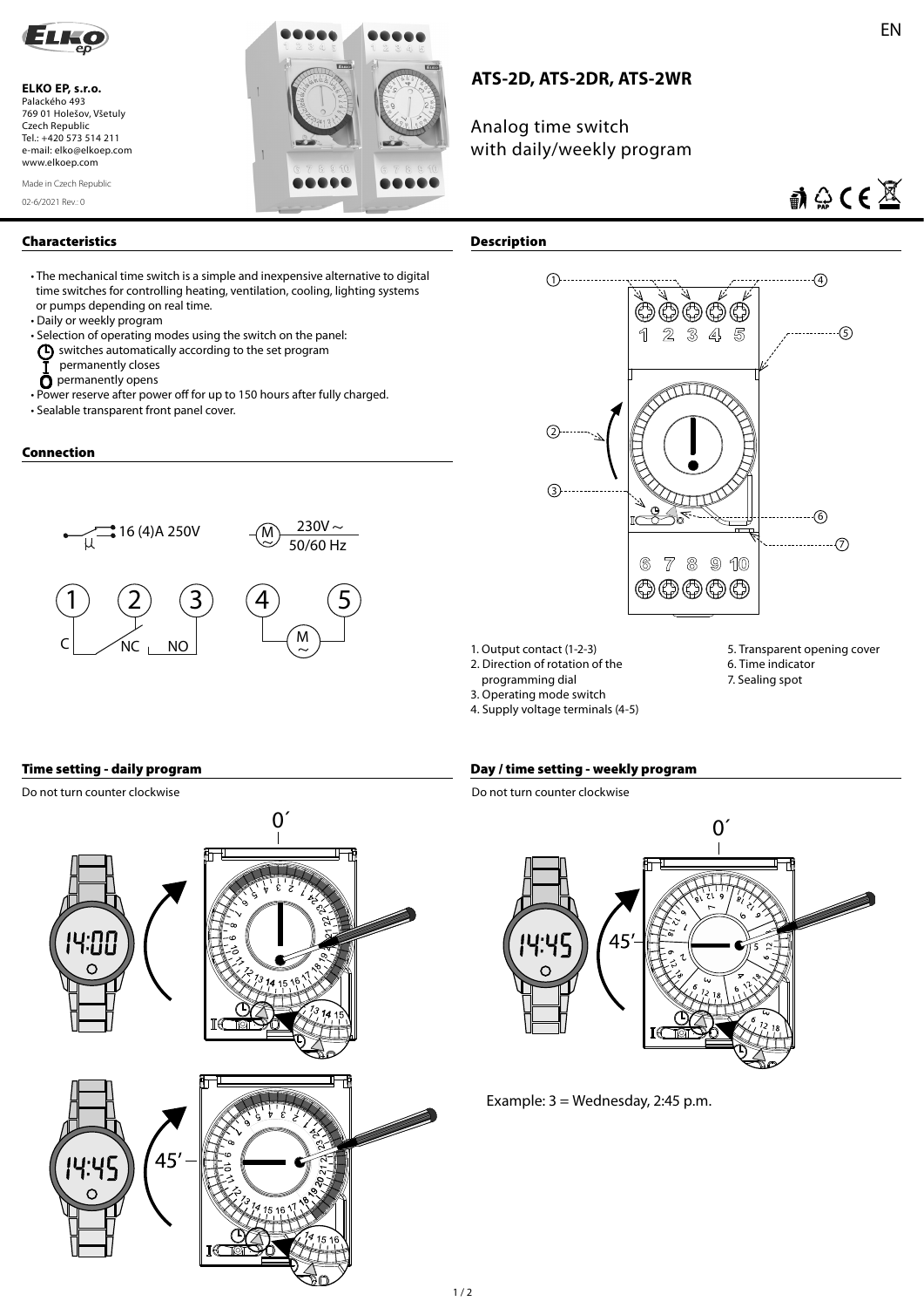EN

**ELKO EP, s.r.o.**
Palackého 493
769 01 Holešov, Všetuly
Czech Republic
Tel.: +420 573 514 211
e-mail: elko@elkoep.com
www.elkoep.com

Made in Czech Republic

02-6/2021 Rev.: 0

# ATS-2D, ATS-2DR, ATS-2WR

Analog time switch with daily/weekly program

## Characteristics

- The mechanical time switch is a simple and inexpensive alternative to digital time switches for controlling heating, ventilation, cooling, lighting systems or pumps depending on real time.
- Daily or weekly program
- Selection of operating modes using the switch on the panel:
  - switches automatically according to the set program
  - permanently closes
  - permanently opens
- Power reserve after power off for up to 150 hours after fully charged.
- Sealable transparent front panel cover.

## Connection

16 (4)A 250V

230V ~ 50/60 Hz

1 C, 2 NC, 3 NO, 4, 5 M ~

## Description

1. Output contact (1-2-3)
2. Direction of rotation of the programming dial
3. Operating mode switch
4. Supply voltage terminals (4-5)
5. Transparent opening cover
6. Time indicator
7. Sealing spot

## Time setting - daily program

Do not turn counter clockwise

14:00 — 0´

14:45 — 45´

## Day / time setting - weekly program

Do not turn counter clockwise

14:45 — 0´ — 45´

Example: 3 = Wednesday, 2:45 p.m.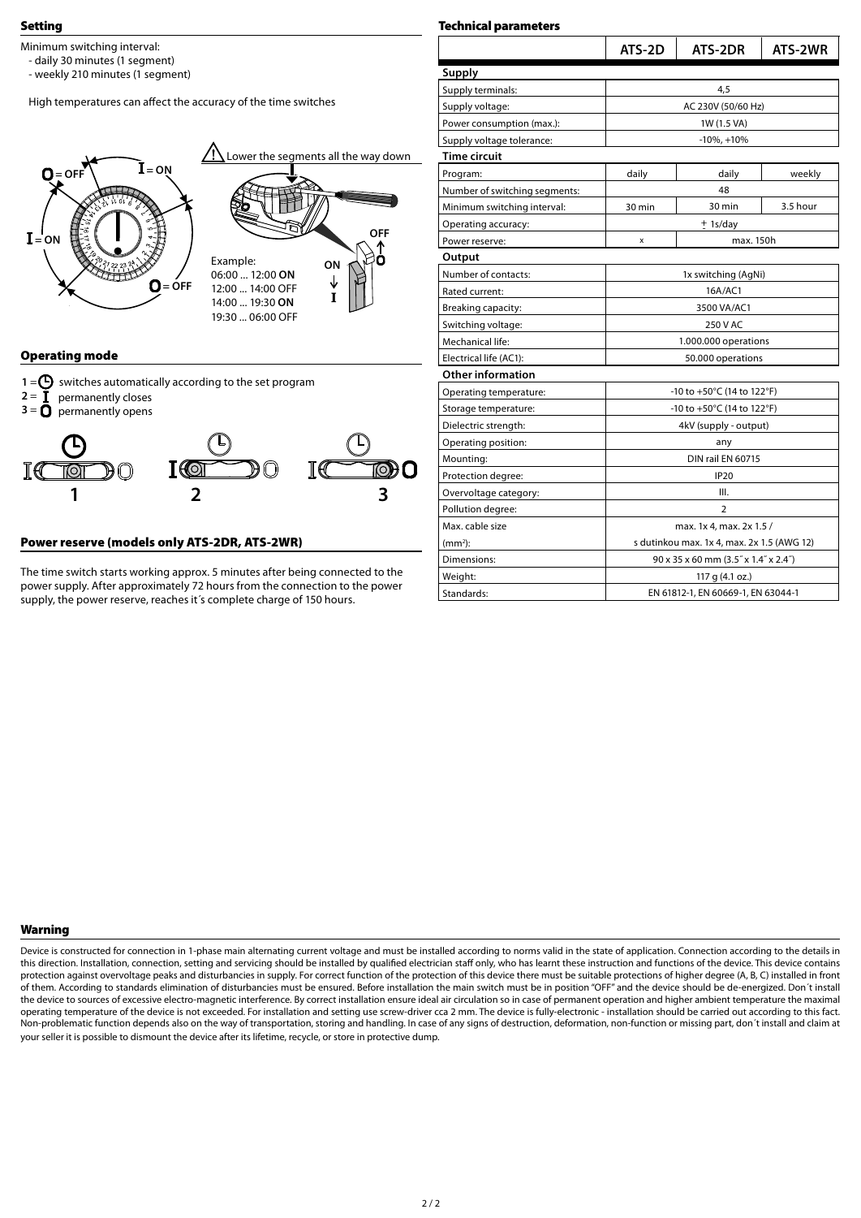## Setting

Minimum switching interval:
- daily 30 minutes (1 segment)
- weekly 210 minutes (1 segment)

High temperatures can affect the accuracy of the time switches

O = OFF
I = ON
I = ON
O = OFF

Lower the segments all the way down

Example:
06:00 ... 12:00 **ON**
12:00 ... 14:00 OFF
14:00 ... 19:30 **ON**
19:30 ... 06:00 OFF

ON
OFF

## Operating mode

1 = switches automatically according to the set program
2 = I permanently closes
3 = O permanently opens

1 2 3

## Power reserve (models only ATS-2DR, ATS-2WR)

The time switch starts working approx. 5 minutes after being connected to the power supply. After approximately 72 hours from the connection to the power supply, the power reserve, reaches it´s complete charge of 150 hours.

## Technical parameters

| | ATS-2D | ATS-2DR | ATS-2WR |
|---|---|---|---|
| **Supply** | | | |
| Supply terminals: | 4,5 | | |
| Supply voltage: | AC 230V (50/60 Hz) | | |
| Power consumption (max.): | 1W (1.5 VA) | | |
| Supply voltage tolerance: | -10%, +10% | | |
| **Time circuit** | | | |
| Program: | daily | daily | weekly |
| Number of switching segments: | 48 | | |
| Minimum switching interval: | 30 min | 30 min | 3.5 hour |
| Operating accuracy: | ± 1s/day | | |
| Power reserve: | x | max. 150h | |
| **Output** | | | |
| Number of contacts: | 1x switching (AgNi) | | |
| Rated current: | 16A/AC1 | | |
| Breaking capacity: | 3500 VA/AC1 | | |
| Switching voltage: | 250 V AC | | |
| Mechanical life: | 1.000.000 operations | | |
| Electrical life (AC1): | 50.000 operations | | |
| **Other information** | | | |
| Operating temperature: | -10 to +50°C (14 to 122°F) | | |
| Storage temperature: | -10 to +50°C (14 to 122°F) | | |
| Dielectric strength: | 4kV (supply - output) | | |
| Operating position: | any | | |
| Mounting: | DIN rail EN 60715 | | |
| Protection degree: | IP20 | | |
| Overvoltage category: | III. | | |
| Pollution degree: | 2 | | |
| Max. cable size (mm²): | max. 1x 4, max. 2x 1.5 / s dutinkou max. 1x 4, max. 2x 1.5 (AWG 12) | | |
| Dimensions: | 90 x 35 x 60 mm (3.5˝ x 1.4˝ x 2.4˝) | | |
| Weight: | 117 g (4.1 oz.) | | |
| Standards: | EN 61812-1, EN 60669-1, EN 63044-1 | | |

## Warning

Device is constructed for connection in 1-phase main alternating current voltage and must be installed according to norms valid in the state of application. Connection according to the details in this direction. Installation, connection, setting and servicing should be installed by qualified electrician staff only, who has learnt these instruction and functions of the device. This device contains protection against overvoltage peaks and disturbancies in supply. For correct function of the protection of this device there must be suitable protections of higher degree (A, B, C) installed in front of them. According to standards elimination of disturbancies must be ensured. Before installation the main switch must be in position "OFF" and the device should be de-energized. Don´t install the device to sources of excessive electro-magnetic interference. By correct installation ensure ideal air circulation so in case of permanent operation and higher ambient temperature the maximal operating temperature of the device is not exceeded. For installation and setting use screw-driver cca 2 mm. The device is fully-electronic - installation should be carried out according to this fact. Non-problematic function depends also on the way of transportation, storing and handling. In case of any signs of destruction, deformation, non-function or missing part, don´t install and claim at your seller it is possible to dismount the device after its lifetime, recycle, or store in protective dump.